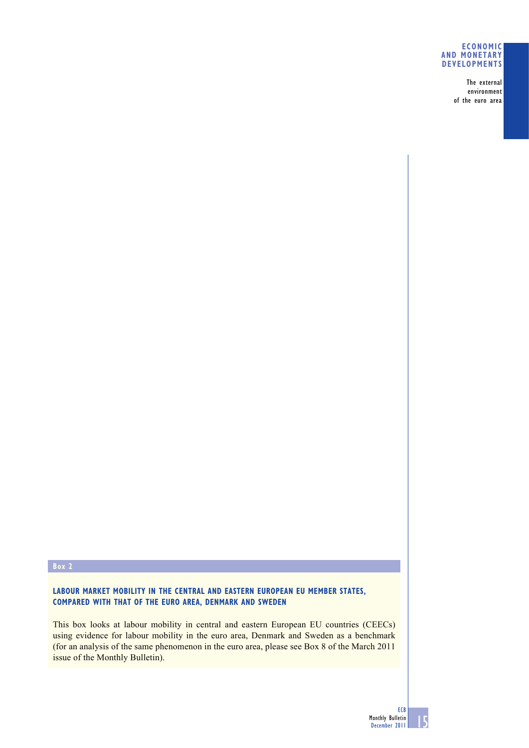**Box 2**

## LABOUR MARKET MOBILITY IN THE CENTRAL AND EASTERN EUROPEAN EU MEMBER STATES, COMPARED WITH THAT OF THE EURO AREA, DENMARK AND SWEDEN

This box looks at labour mobility in central and eastern European EU countries (CEECs) using evidence for labour mobility in the euro area, Denmark and Sweden as a benchmark (for an analysis of the same phenomenon in the euro area, please see Box 8 of the March 2011 issue of the Monthly Bulletin).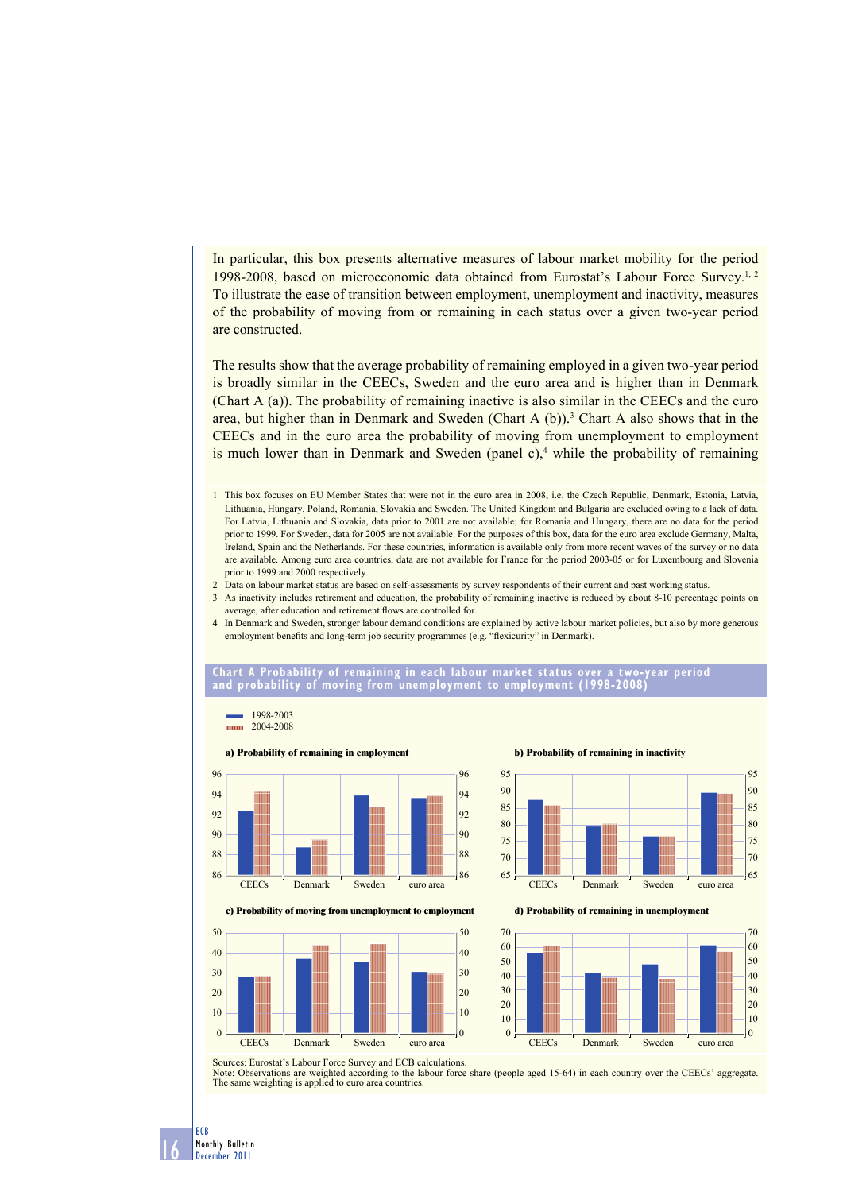In particular, this box presents alternative measures of labour market mobility for the period 1998-2008, based on microeconomic data obtained from Eurostat's Labour Force Survey.[1, 2] To illustrate the ease of transition between employment, unemployment and inactivity, measures of the probability of moving from or remaining in each status over a given two-year period are constructed.

The results show that the average probability of remaining employed in a given two-year period is broadly similar in the CEECs, Sweden and the euro area and is higher than in Denmark (Chart A (a)). The probability of remaining inactive is also similar in the CEECs and the euro area, but higher than in Denmark and Sweden (Chart A (b)).[3] Chart A also shows that in the CEECs and in the euro area the probability of moving from unemployment to employment is much lower than in Denmark and Sweden (panel c),[4] while the probability of remaining

1 This box focuses on EU Member States that were not in the euro area in 2008, i.e. the Czech Republic, Denmark, Estonia, Latvia, Lithuania, Hungary, Poland, Romania, Slovakia and Sweden. The United Kingdom and Bulgaria are excluded owing to a lack of data. For Latvia, Lithuania and Slovakia, data prior to 2001 are not available; for Romania and Hungary, there are no data for the period prior to 1999. For Sweden, data for 2005 are not available. For the purposes of this box, data for the euro area exclude Germany, Malta, Ireland, Spain and the Netherlands. For these countries, information is available only from more recent waves of the survey or no data are available. Among euro area countries, data are not available for France for the period 2003-05 or for Luxembourg and Slovenia prior to 1999 and 2000 respectively.

2 Data on labour market status are based on self-assessments by survey respondents of their current and past working status.

3 As inactivity includes retirement and education, the probability of remaining inactive is reduced by about 8-10 percentage points on average, after education and retirement flows are controlled for.

4 In Denmark and Sweden, stronger labour demand conditions are explained by active labour market policies, but also by more generous employment benefits and long-term job security programmes (e.g. "flexicurity" in Denmark).

**Chart A Probability of remaining in each labour market status over a two-year period and probability of moving from unemployment to employment (1998-2008)**

Legend: 1998-2003; 2004-2008

a) Probability of remaining in employment

b) Probability of remaining in inactivity

c) Probability of moving from unemployment to employment

d) Probability of remaining in unemployment

Sources: Eurostat's Labour Force Survey and ECB calculations.
Note: Observations are weighted according to the labour force share (people aged 15-64) in each country over the CEECs' aggregate. The same weighting is applied to euro area countries.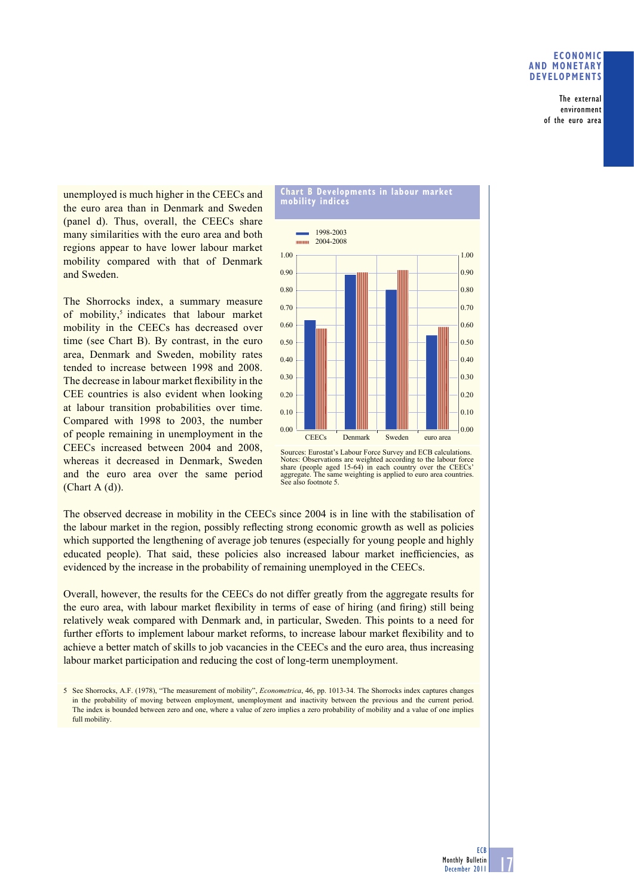unemployed is much higher in the CEECs and the euro area than in Denmark and Sweden (panel d). Thus, overall, the CEECs share many similarities with the euro area and both regions appear to have lower labour market mobility compared with that of Denmark and Sweden.

The Shorrocks index, a summary measure of mobility,[5] indicates that labour market mobility in the CEECs has decreased over time (see Chart B). By contrast, in the euro area, Denmark and Sweden, mobility rates tended to increase between 1998 and 2008. The decrease in labour market flexibility in the CEE countries is also evident when looking at labour transition probabilities over time. Compared with 1998 to 2003, the number of people remaining in unemployment in the CEECs increased between 2004 and 2008, whereas it decreased in Denmark, Sweden and the euro area over the same period (Chart A (d)).

**Chart B Developments in labour market mobility indices**

1998-2003
2004-2008

1.00
0.90
0.80
0.70
0.60
0.50
0.40
0.30
0.20
0.10
0.00

CEECs
Denmark
Sweden
euro area

Sources: Eurostat's Labour Force Survey and ECB calculations.
Notes: Observations are weighted according to the labour force share (people aged 15-64) in each country over the CEECs' aggregate. The same weighting is applied to euro area countries. See also footnote 5.

The observed decrease in mobility in the CEECs since 2004 is in line with the stabilisation of the labour market in the region, possibly reflecting strong economic growth as well as policies which supported the lengthening of average job tenures (especially for young people and highly educated people). That said, these policies also increased labour market inefficiencies, as evidenced by the increase in the probability of remaining unemployed in the CEECs.

Overall, however, the results for the CEECs do not differ greatly from the aggregate results for the euro area, with labour market flexibility in terms of ease of hiring (and firing) still being relatively weak compared with Denmark and, in particular, Sweden. This points to a need for further efforts to implement labour market reforms, to increase labour market flexibility and to achieve a better match of skills to job vacancies in the CEECs and the euro area, thus increasing labour market participation and reducing the cost of long-term unemployment.

5 See Shorrocks, A.F. (1978), "The measurement of mobility", *Econometrica*, 46, pp. 1013-34. The Shorrocks index captures changes in the probability of moving between employment, unemployment and inactivity between the previous and the current period. The index is bounded between zero and one, where a value of zero implies a zero probability of mobility and a value of one implies full mobility.